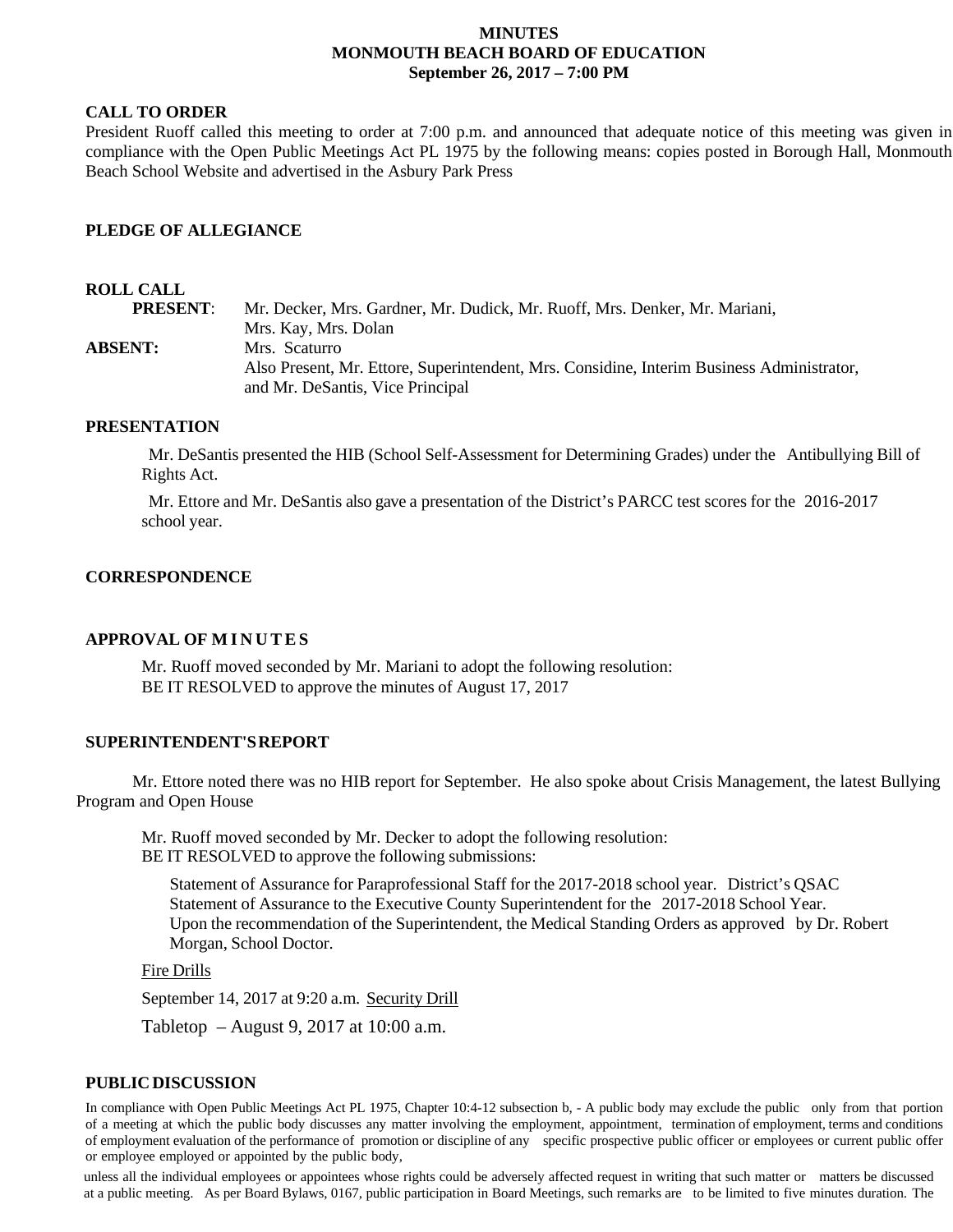# MINUTES
# MONMOUTH BEACH BOARD OF EDUCATION
## September 26, 2017 – 7:00 PM

**CALL TO ORDER**

President Ruoff called this meeting to order at 7:00 p.m. and announced that adequate notice of this meeting was given in compliance with the Open Public Meetings Act PL 1975 by the following means: copies posted in Borough Hall, Monmouth Beach School Website and advertised in the Asbury Park Press

**PLEDGE OF ALLEGIANCE**

**ROLL CALL**

**PRESENT**: Mr. Decker, Mrs. Gardner, Mr. Dudick, Mr. Ruoff, Mrs. Denker, Mr. Mariani, Mrs. Kay, Mrs. Dolan

**ABSENT:** Mrs. Scaturro

Also Present, Mr. Ettore, Superintendent, Mrs. Considine, Interim Business Administrator, and Mr. DeSantis, Vice Principal

**PRESENTATION**

Mr. DeSantis presented the HIB (School Self-Assessment for Determining Grades) under the Antibullying Bill of Rights Act.

Mr. Ettore and Mr. DeSantis also gave a presentation of the District's PARCC test scores for the 2016-2017 school year.

**CORRESPONDENCE**

**APPROVAL OF MINUTES**

Mr. Ruoff moved seconded by Mr. Mariani to adopt the following resolution:
BE IT RESOLVED to approve the minutes of August 17, 2017

**SUPERINTENDENT'S REPORT**

Mr. Ettore noted there was no HIB report for September. He also spoke about Crisis Management, the latest Bullying Program and Open House

Mr. Ruoff moved seconded by Mr. Decker to adopt the following resolution:
BE IT RESOLVED to approve the following submissions:

Statement of Assurance for Paraprofessional Staff for the 2017-2018 school year. District's QSAC Statement of Assurance to the Executive County Superintendent for the 2017-2018 School Year.
Upon the recommendation of the Superintendent, the Medical Standing Orders as approved by Dr. Robert Morgan, School Doctor.

Fire Drills

September 14, 2017 at 9:20 a.m. Security Drill

Tabletop – August 9, 2017 at 10:00 a.m.

**PUBLIC DISCUSSION**

In compliance with Open Public Meetings Act PL 1975, Chapter 10:4-12 subsection b, - A public body may exclude the public only from that portion of a meeting at which the public body discusses any matter involving the employment, appointment, termination of employment, terms and conditions of employment evaluation of the performance of promotion or discipline of any specific prospective public officer or employees or current public offer or employee employed or appointed by the public body,

unless all the individual employees or appointees whose rights could be adversely affected request in writing that such matter or matters be discussed at a public meeting. As per Board Bylaws, 0167, public participation in Board Meetings, such remarks are to be limited to five minutes duration. The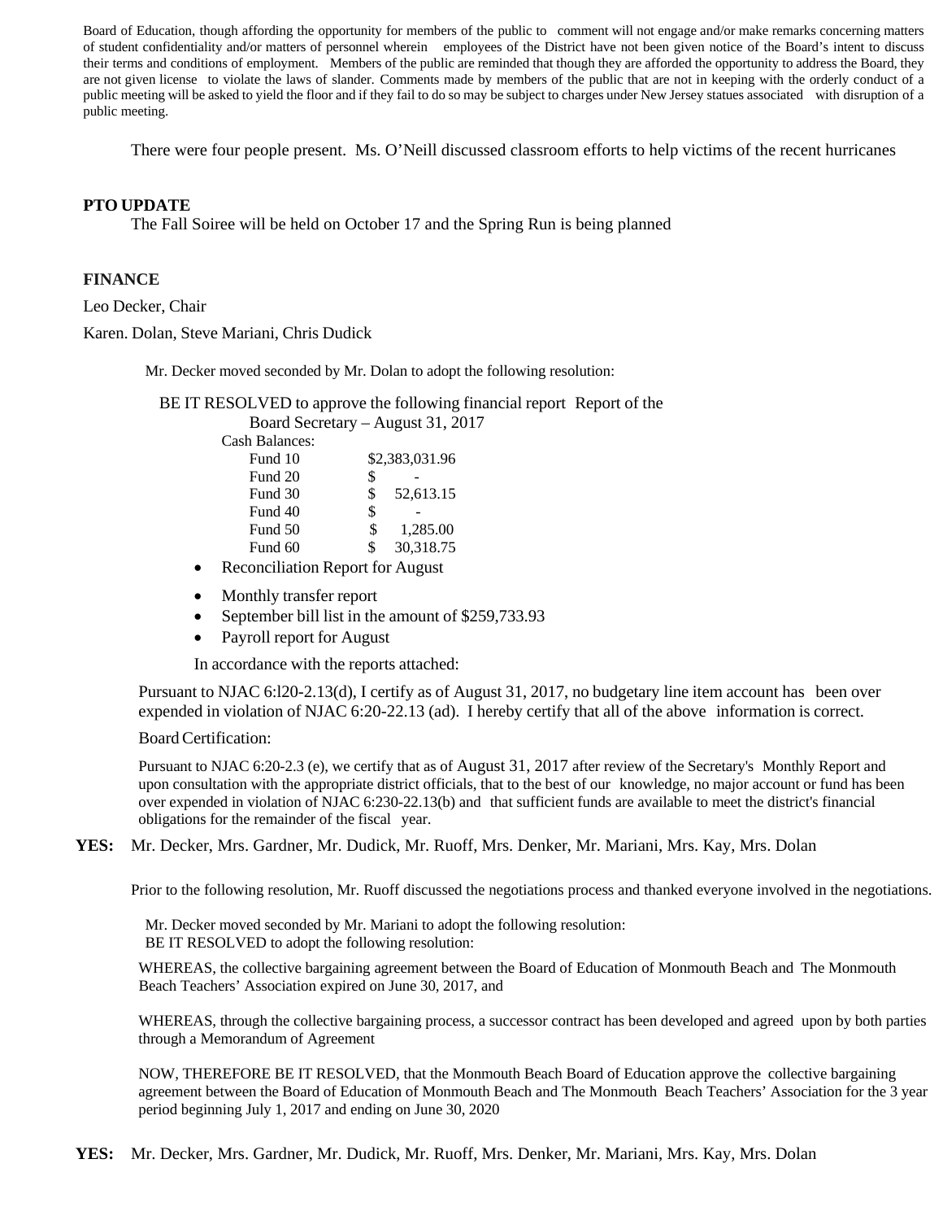Board of Education, though affording the opportunity for members of the public to comment will not engage and/or make remarks concerning matters of student confidentiality and/or matters of personnel wherein employees of the District have not been given notice of the Board's intent to discuss their terms and conditions of employment. Members of the public are reminded that though they are afforded the opportunity to address the Board, they are not given license to violate the laws of slander. Comments made by members of the public that are not in keeping with the orderly conduct of a public meeting will be asked to yield the floor and if they fail to do so may be subject to charges under New Jersey statues associated with disruption of a public meeting.

There were four people present. Ms. O'Neill discussed classroom efforts to help victims of the recent hurricanes

**PTO UPDATE**

The Fall Soiree will be held on October 17 and the Spring Run is being planned

**FINANCE**

Leo Decker, Chair

Karen. Dolan, Steve Mariani, Chris Dudick

Mr. Decker moved seconded by Mr. Dolan to adopt the following resolution:

BE IT RESOLVED to approve the following financial report Report of the Board Secretary – August 31, 2017

Cash Balances:

| | |
|---|---|
| Fund 10 | $2,383,031.96 |
| Fund 20 | $ - |
| Fund 30 | $ 52,613.15 |
| Fund 40 | $ - |
| Fund 50 | $ 1,285.00 |
| Fund 60 | $ 30,318.75 |

- Reconciliation Report for August
- Monthly transfer report
- September bill list in the amount of $259,733.93
- Payroll report for August

In accordance with the reports attached:

Pursuant to NJAC 6:l20-2.13(d), I certify as of August 31, 2017, no budgetary line item account has been over expended in violation of NJAC 6:20-22.13 (ad). I hereby certify that all of the above information is correct.

Board Certification:

Pursuant to NJAC 6:20-2.3 (e), we certify that as of August 31, 2017 after review of the Secretary's Monthly Report and upon consultation with the appropriate district officials, that to the best of our knowledge, no major account or fund has been over expended in violation of NJAC 6:230-22.13(b) and that sufficient funds are available to meet the district's financial obligations for the remainder of the fiscal year.

**YES:** Mr. Decker, Mrs. Gardner, Mr. Dudick, Mr. Ruoff, Mrs. Denker, Mr. Mariani, Mrs. Kay, Mrs. Dolan

Prior to the following resolution, Mr. Ruoff discussed the negotiations process and thanked everyone involved in the negotiations.

Mr. Decker moved seconded by Mr. Mariani to adopt the following resolution:
BE IT RESOLVED to adopt the following resolution:

WHEREAS, the collective bargaining agreement between the Board of Education of Monmouth Beach and The Monmouth Beach Teachers' Association expired on June 30, 2017, and

WHEREAS, through the collective bargaining process, a successor contract has been developed and agreed upon by both parties through a Memorandum of Agreement

NOW, THEREFORE BE IT RESOLVED, that the Monmouth Beach Board of Education approve the collective bargaining agreement between the Board of Education of Monmouth Beach and The Monmouth Beach Teachers' Association for the 3 year period beginning July 1, 2017 and ending on June 30, 2020

**YES:** Mr. Decker, Mrs. Gardner, Mr. Dudick, Mr. Ruoff, Mrs. Denker, Mr. Mariani, Mrs. Kay, Mrs. Dolan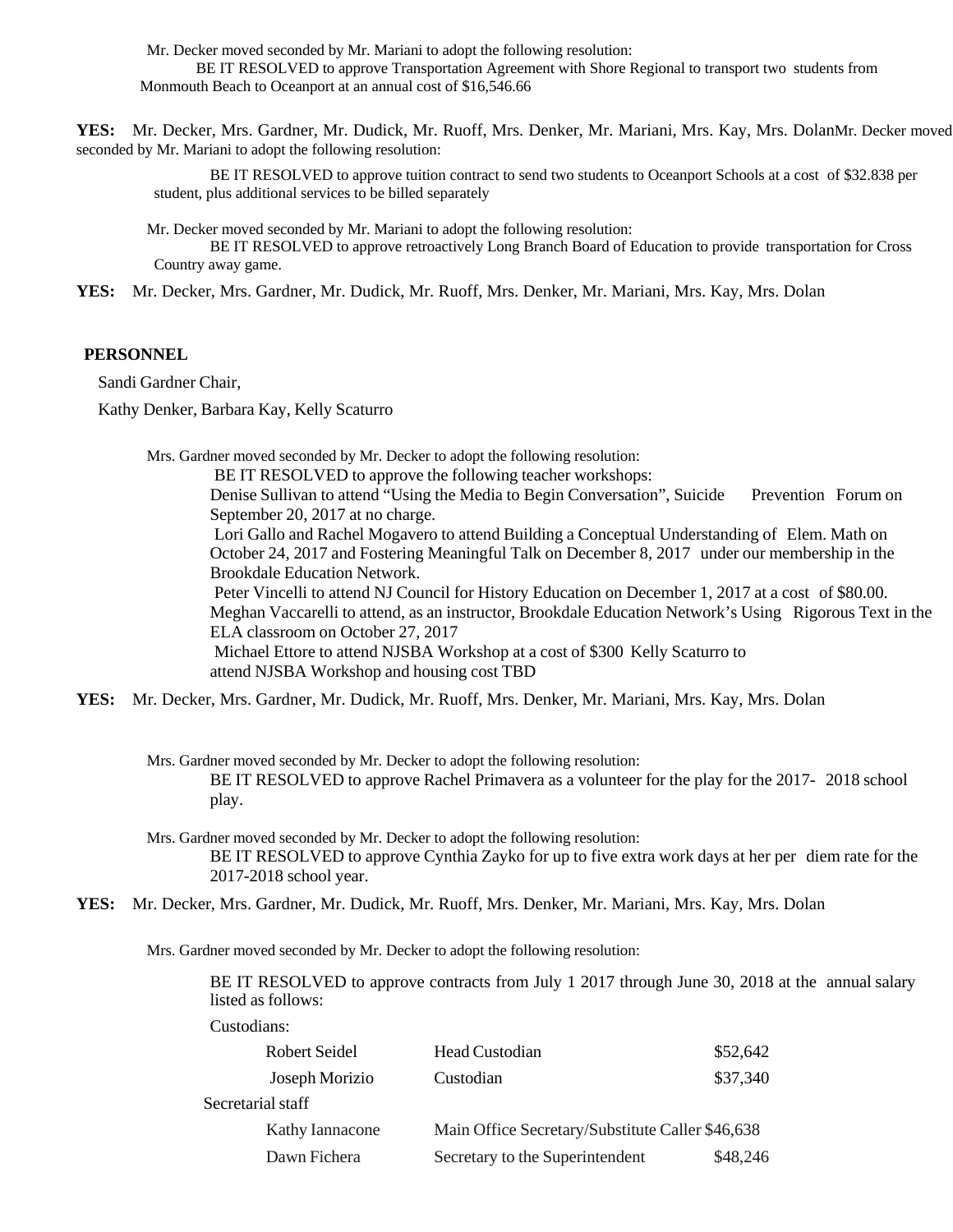Mr. Decker moved seconded by Mr. Mariani to adopt the following resolution:

BE IT RESOLVED to approve Transportation Agreement with Shore Regional to transport two students from Monmouth Beach to Oceanport at an annual cost of $16,546.66

**YES:** Mr. Decker, Mrs. Gardner, Mr. Dudick, Mr. Ruoff, Mrs. Denker, Mr. Mariani, Mrs. Kay, Mrs. Dolan

Mr. Decker moved seconded by Mr. Mariani to adopt the following resolution:

BE IT RESOLVED to approve tuition contract to send two students to Oceanport Schools at a cost of $32.838 per student, plus additional services to be billed separately

Mr. Decker moved seconded by Mr. Mariani to adopt the following resolution:

BE IT RESOLVED to approve retroactively Long Branch Board of Education to provide transportation for Cross Country away game.

**YES:** Mr. Decker, Mrs. Gardner, Mr. Dudick, Mr. Ruoff, Mrs. Denker, Mr. Mariani, Mrs. Kay, Mrs. Dolan

## PERSONNEL

Sandi Gardner Chair,

Kathy Denker, Barbara Kay, Kelly Scaturro

Mrs. Gardner moved seconded by Mr. Decker to adopt the following resolution:

BE IT RESOLVED to approve the following teacher workshops:

Denise Sullivan to attend "Using the Media to Begin Conversation", Suicide Prevention Forum on September 20, 2017 at no charge.

Lori Gallo and Rachel Mogavero to attend Building a Conceptual Understanding of Elem. Math on October 24, 2017 and Fostering Meaningful Talk on December 8, 2017 under our membership in the Brookdale Education Network.

Peter Vincelli to attend NJ Council for History Education on December 1, 2017 at a cost of $80.00.

Meghan Vaccarelli to attend, as an instructor, Brookdale Education Network's Using Rigorous Text in the ELA classroom on October 27, 2017

Michael Ettore to attend NJSBA Workshop at a cost of $300 Kelly Scaturro to attend NJSBA Workshop and housing cost TBD

**YES:** Mr. Decker, Mrs. Gardner, Mr. Dudick, Mr. Ruoff, Mrs. Denker, Mr. Mariani, Mrs. Kay, Mrs. Dolan

Mrs. Gardner moved seconded by Mr. Decker to adopt the following resolution:

BE IT RESOLVED to approve Rachel Primavera as a volunteer for the play for the 2017- 2018 school play.

Mrs. Gardner moved seconded by Mr. Decker to adopt the following resolution:

BE IT RESOLVED to approve Cynthia Zayko for up to five extra work days at her per diem rate for the 2017-2018 school year.

**YES:** Mr. Decker, Mrs. Gardner, Mr. Dudick, Mr. Ruoff, Mrs. Denker, Mr. Mariani, Mrs. Kay, Mrs. Dolan

Mrs. Gardner moved seconded by Mr. Decker to adopt the following resolution:

BE IT RESOLVED to approve contracts from July 1 2017 through June 30, 2018 at the annual salary listed as follows:

Custodians:

| Name | Position | Salary |
|---|---|---|
| Robert Seidel | Head Custodian | $52,642 |
| Joseph Morizio | Custodian | $37,340 |

Secretarial staff

| Name | Position | Salary |
|---|---|---|
| Kathy Iannacone | Main Office Secretary/Substitute Caller | $46,638 |
| Dawn Fichera | Secretary to the Superintendent | $48,246 |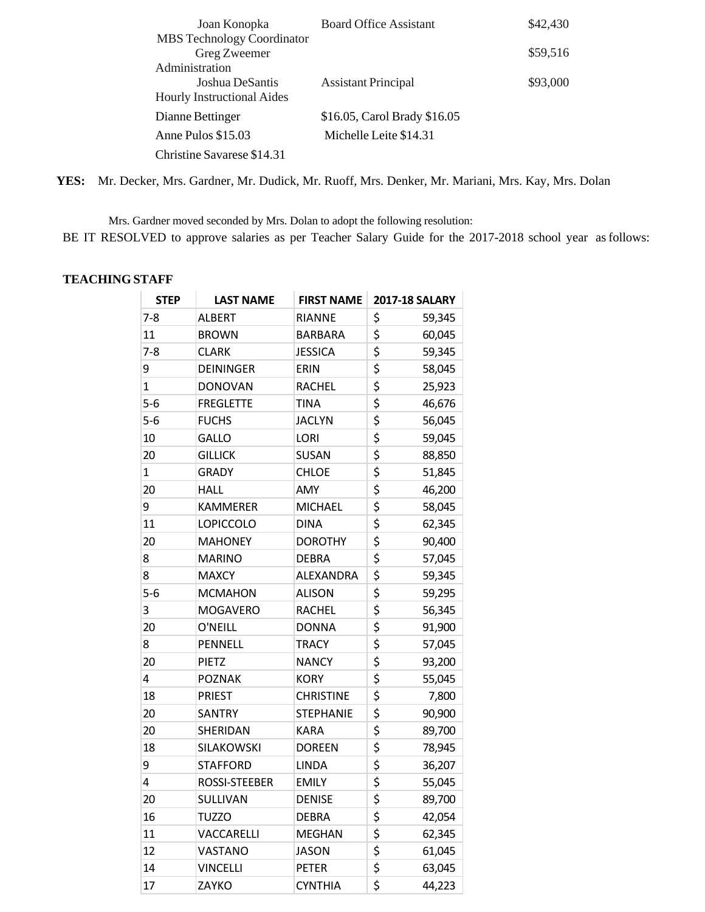Joan Konopka Board Office Assistant $42,430

MBS Technology Coordinator

Greg Zweemer $59,516

Administration

Joshua DeSantis Assistant Principal $93,000

Hourly Instructional Aides

Dianne Bettinger $16.05, Carol Brady $16.05

Anne Pulos $15.03 Michelle Leite $14.31

Christine Savarese $14.31

**YES:** Mr. Decker, Mrs. Gardner, Mr. Dudick, Mr. Ruoff, Mrs. Denker, Mr. Mariani, Mrs. Kay, Mrs. Dolan

Mrs. Gardner moved seconded by Mrs. Dolan to adopt the following resolution:

BE IT RESOLVED to approve salaries as per Teacher Salary Guide for the 2017-2018 school year as follows:

**TEACHING STAFF**

| STEP | LAST NAME | FIRST NAME | 2017-18 SALARY |
|---|---|---|---|
| 7-8 | ALBERT | RIANNE | $ 59,345 |
| 11 | BROWN | BARBARA | $ 60,045 |
| 7-8 | CLARK | JESSICA | $ 59,345 |
| 9 | DEININGER | ERIN | $ 58,045 |
| 1 | DONOVAN | RACHEL | $ 25,923 |
| 5-6 | FREGLETTE | TINA | $ 46,676 |
| 5-6 | FUCHS | JACLYN | $ 56,045 |
| 10 | GALLO | LORI | $ 59,045 |
| 20 | GILLICK | SUSAN | $ 88,850 |
| 1 | GRADY | CHLOE | $ 51,845 |
| 20 | HALL | AMY | $ 46,200 |
| 9 | KAMMERER | MICHAEL | $ 58,045 |
| 11 | LOPICCOLO | DINA | $ 62,345 |
| 20 | MAHONEY | DOROTHY | $ 90,400 |
| 8 | MARINO | DEBRA | $ 57,045 |
| 8 | MAXCY | ALEXANDRA | $ 59,345 |
| 5-6 | MCMAHON | ALISON | $ 59,295 |
| 3 | MOGAVERO | RACHEL | $ 56,345 |
| 20 | O'NEILL | DONNA | $ 91,900 |
| 8 | PENNELL | TRACY | $ 57,045 |
| 20 | PIETZ | NANCY | $ 93,200 |
| 4 | POZNAK | KORY | $ 55,045 |
| 18 | PRIEST | CHRISTINE | $ 7,800 |
| 20 | SANTRY | STEPHANIE | $ 90,900 |
| 20 | SHERIDAN | KARA | $ 89,700 |
| 18 | SILAKOWSKI | DOREEN | $ 78,945 |
| 9 | STAFFORD | LINDA | $ 36,207 |
| 4 | ROSSI-STEEBER | EMILY | $ 55,045 |
| 20 | SULLIVAN | DENISE | $ 89,700 |
| 16 | TUZZO | DEBRA | $ 42,054 |
| 11 | VACCARELLI | MEGHAN | $ 62,345 |
| 12 | VASTANO | JASON | $ 61,045 |
| 14 | VINCELLI | PETER | $ 63,045 |
| 17 | ZAYKO | CYNTHIA | $ 44,223 |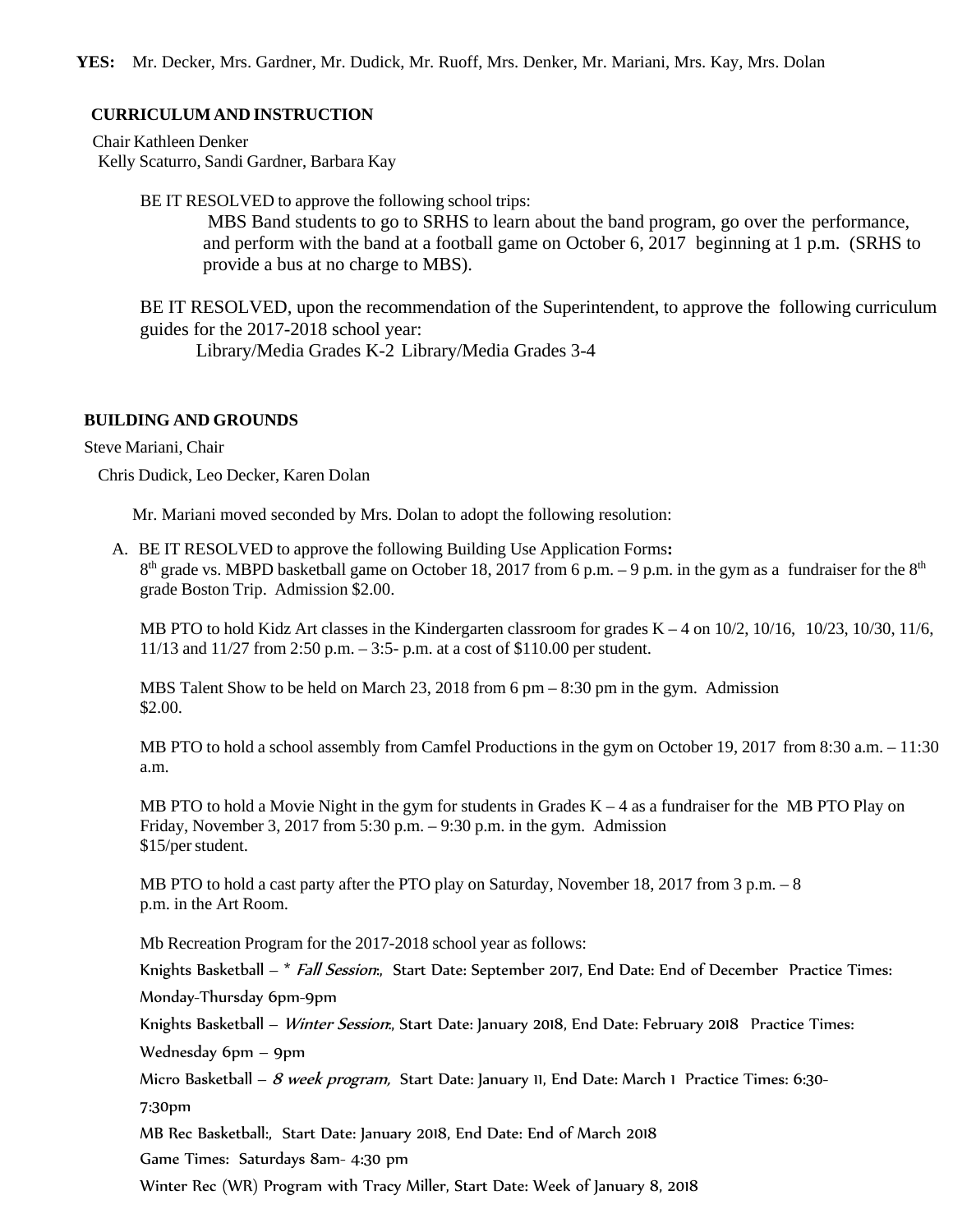**YES:** Mr. Decker, Mrs. Gardner, Mr. Dudick, Mr. Ruoff, Mrs. Denker, Mr. Mariani, Mrs. Kay, Mrs. Dolan

**CURRICULUM AND INSTRUCTION**

Chair Kathleen Denker
Kelly Scaturro, Sandi Gardner, Barbara Kay

BE IT RESOLVED to approve the following school trips:

MBS Band students to go to SRHS to learn about the band program, go over the performance, and perform with the band at a football game on October 6, 2017 beginning at 1 p.m. (SRHS to provide a bus at no charge to MBS).

BE IT RESOLVED, upon the recommendation of the Superintendent, to approve the following curriculum guides for the 2017-2018 school year:

Library/Media Grades K-2 Library/Media Grades 3-4

**BUILDING AND GROUNDS**

Steve Mariani, Chair

Chris Dudick, Leo Decker, Karen Dolan

Mr. Mariani moved seconded by Mrs. Dolan to adopt the following resolution:

A. BE IT RESOLVED to approve the following Building Use Application Forms**:**
8th grade vs. MBPD basketball game on October 18, 2017 from 6 p.m. – 9 p.m. in the gym as a fundraiser for the 8th grade Boston Trip. Admission $2.00.

MB PTO to hold Kidz Art classes in the Kindergarten classroom for grades K – 4 on 10/2, 10/16, 10/23, 10/30, 11/6, 11/13 and 11/27 from 2:50 p.m. – 3:5- p.m. at a cost of $110.00 per student.

MBS Talent Show to be held on March 23, 2018 from 6 pm – 8:30 pm in the gym. Admission $2.00.

MB PTO to hold a school assembly from Camfel Productions in the gym on October 19, 2017 from 8:30 a.m. – 11:30 a.m.

MB PTO to hold a Movie Night in the gym for students in Grades K – 4 as a fundraiser for the MB PTO Play on Friday, November 3, 2017 from 5:30 p.m. – 9:30 p.m. in the gym. Admission $15/per student.

MB PTO to hold a cast party after the PTO play on Saturday, November 18, 2017 from 3 p.m. – 8 p.m. in the Art Room.

Mb Recreation Program for the 2017-2018 school year as follows:

Knights Basketball – * *Fall Session*:, Start Date: September 2017, End Date: End of December Practice Times: Monday-Thursday 6pm-9pm

Knights Basketball – *Winter Session*:, Start Date: January 2018, End Date: February 2018 Practice Times: Wednesday 6pm – 9pm

Micro Basketball – *8 week program,* Start Date: January 11, End Date: March 1 Practice Times: 6:30-7:30pm

MB Rec Basketball:, Start Date: January 2018, End Date: End of March 2018

Game Times: Saturdays 8am- 4:30 pm

Winter Rec (WR) Program with Tracy Miller, Start Date: Week of January 8, 2018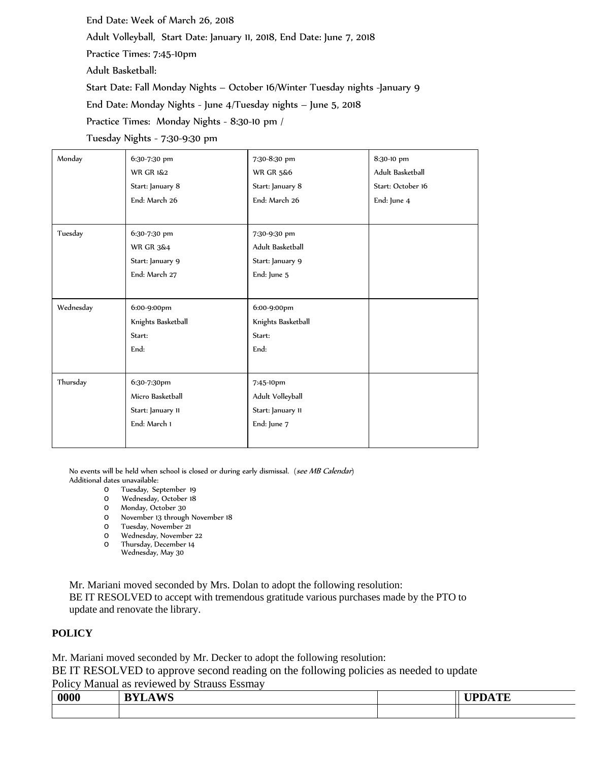End Date: Week of March 26, 2018

Adult Volleyball, Start Date: January 11, 2018, End Date: June 7, 2018

Practice Times: 7:45-10pm

Adult Basketball:

Start Date: Fall Monday Nights – October 16/Winter Tuesday nights -January 9

End Date: Monday Nights - June 4/Tuesday nights – June 5, 2018

Practice Times: Monday Nights - 8:30-10 pm /

Tuesday Nights - 7:30-9:30 pm

| | | | |
|---|---|---|---|
| Monday | 6:30-7:30 pm<br>WR GR 1&2<br>Start: January 8<br>End: March 26 | 7:30-8:30 pm<br>WR GR 5&6<br>Start: January 8<br>End: March 26 | 8:30-10 pm<br>Adult Basketball<br>Start: October 16<br>End: June 4 |
| Tuesday | 6:30-7:30 pm<br>WR GR 3&4<br>Start: January 9<br>End: March 27 | 7:30-9:30 pm<br>Adult Basketball<br>Start: January 9<br>End: June 5 | |
| Wednesday | 6:00-9:00pm<br>Knights Basketball<br>Start:<br>End: | 6:00-9:00pm<br>Knights Basketball<br>Start:<br>End: | |
| Thursday | 6:30-7:30pm<br>Micro Basketball<br>Start: January 11<br>End: March 1 | 7:45-10pm<br>Adult Volleyball<br>Start: January 11<br>End: June 7 | |

No events will be held when school is closed or during early dismissal. (*see MB Calendar*)
Additional dates unavailable:

- Tuesday, September 19
- Wednesday, October 18
- Monday, October 30
- November 13 through November 18
- Tuesday, November 21
- Wednesday, November 22
- Thursday, December 14
- Wednesday, May 30

Mr. Mariani moved seconded by Mrs. Dolan to adopt the following resolution:
BE IT RESOLVED to accept with tremendous gratitude various purchases made by the PTO to update and renovate the library.

**POLICY**

Mr. Mariani moved seconded by Mr. Decker to adopt the following resolution:
BE IT RESOLVED to approve second reading on the following policies as needed to update Policy Manual as reviewed by Strauss Essmay

| 0000 | BYLAWS | | UPDATE |
|---|---|---|---|
| | | | |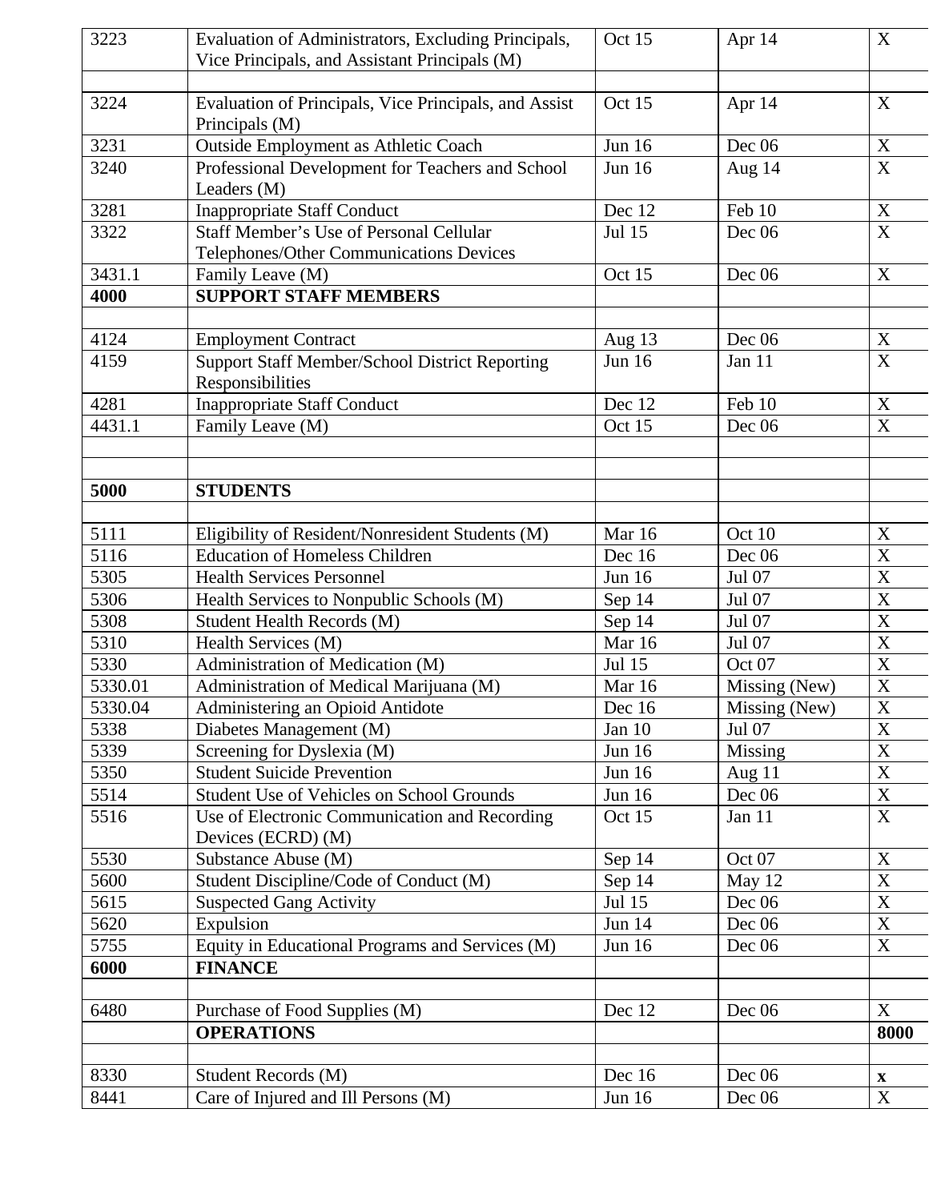| 3223 | Evaluation of Administrators, Excluding Principals, Vice Principals, and Assistant Principals (M) | Oct 15 | Apr 14 | X |
|---|---|---|---|---|
| | | | | |
| 3224 | Evaluation of Principals, Vice Principals, and Assist Principals (M) | Oct 15 | Apr 14 | X |
| 3231 | Outside Employment as Athletic Coach | Jun 16 | Dec 06 | X |
| 3240 | Professional Development for Teachers and School Leaders (M) | Jun 16 | Aug 14 | X |
| 3281 | Inappropriate Staff Conduct | Dec 12 | Feb 10 | X |
| 3322 | Staff Member's Use of Personal Cellular Telephones/Other Communications Devices | Jul 15 | Dec 06 | X |
| 3431.1 | Family Leave (M) | Oct 15 | Dec 06 | X |
| **4000** | **SUPPORT STAFF MEMBERS** | | | |
| | | | | |
| 4124 | Employment Contract | Aug 13 | Dec 06 | X |
| 4159 | Support Staff Member/School District Reporting Responsibilities | Jun 16 | Jan 11 | X |
| 4281 | Inappropriate Staff Conduct | Dec 12 | Feb 10 | X |
| 4431.1 | Family Leave (M) | Oct 15 | Dec 06 | X |
| | | | | |
| | | | | |
| **5000** | **STUDENTS** | | | |
| | | | | |
| 5111 | Eligibility of Resident/Nonresident Students (M) | Mar 16 | Oct 10 | X |
| 5116 | Education of Homeless Children | Dec 16 | Dec 06 | X |
| 5305 | Health Services Personnel | Jun 16 | Jul 07 | X |
| 5306 | Health Services to Nonpublic Schools (M) | Sep 14 | Jul 07 | X |
| 5308 | Student Health Records (M) | Sep 14 | Jul 07 | X |
| 5310 | Health Services (M) | Mar 16 | Jul 07 | X |
| 5330 | Administration of Medication (M) | Jul 15 | Oct 07 | X |
| 5330.01 | Administration of Medical Marijuana (M) | Mar 16 | Missing (New) | X |
| 5330.04 | Administering an Opioid Antidote | Dec 16 | Missing (New) | X |
| 5338 | Diabetes Management (M) | Jan 10 | Jul 07 | X |
| 5339 | Screening for Dyslexia (M) | Jun 16 | Missing | X |
| 5350 | Student Suicide Prevention | Jun 16 | Aug 11 | X |
| 5514 | Student Use of Vehicles on School Grounds | Jun 16 | Dec 06 | X |
| 5516 | Use of Electronic Communication and Recording Devices (ECRD) (M) | Oct 15 | Jan 11 | X |
| 5530 | Substance Abuse (M) | Sep 14 | Oct 07 | X |
| 5600 | Student Discipline/Code of Conduct (M) | Sep 14 | May 12 | X |
| 5615 | Suspected Gang Activity | Jul 15 | Dec 06 | X |
| 5620 | Expulsion | Jun 14 | Dec 06 | X |
| 5755 | Equity in Educational Programs and Services (M) | Jun 16 | Dec 06 | X |
| **6000** | **FINANCE** | | | |
| | | | | |
| 6480 | Purchase of Food Supplies (M) | Dec 12 | Dec 06 | X |
| | **OPERATIONS** | | | **8000** |
| | | | | |
| 8330 | Student Records (M) | Dec 16 | Dec 06 | **x** |
| 8441 | Care of Injured and Ill Persons (M) | Jun 16 | Dec 06 | X |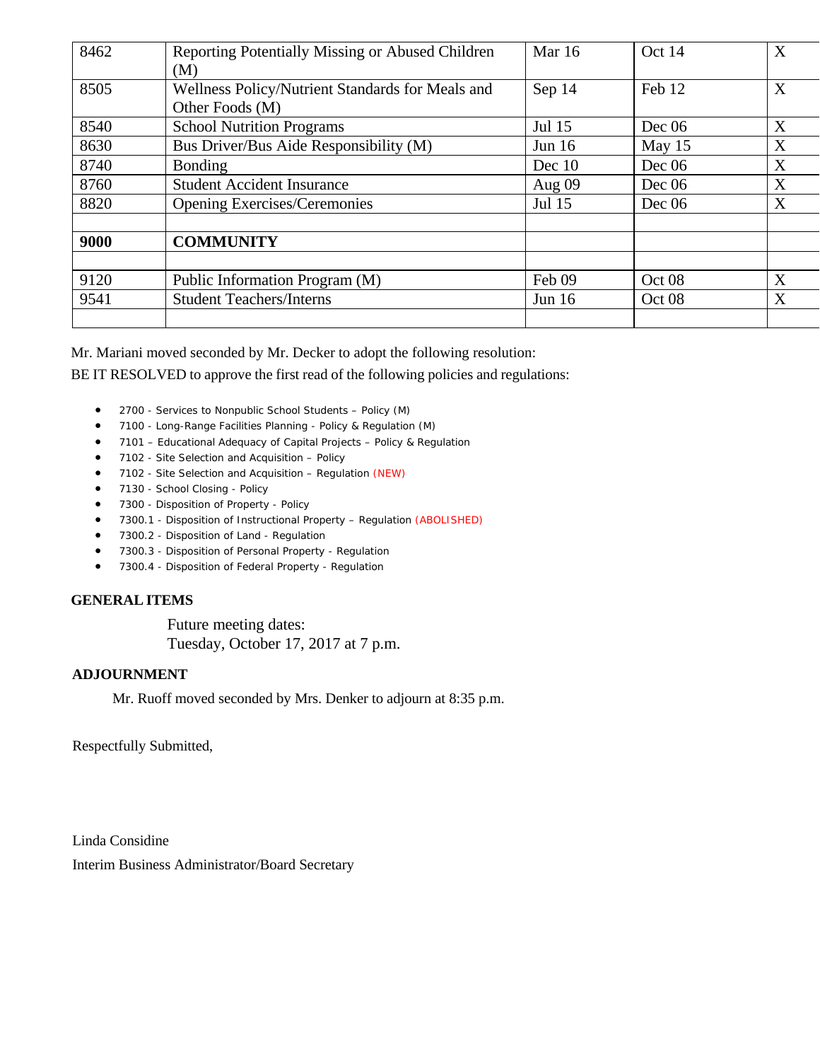| | | | | |
|---|---|---|---|---|
| 8462 | Reporting Potentially Missing or Abused Children (M) | Mar 16 | Oct 14 | X |
| 8505 | Wellness Policy/Nutrient Standards for Meals and Other Foods (M) | Sep 14 | Feb 12 | X |
| 8540 | School Nutrition Programs | Jul 15 | Dec 06 | X |
| 8630 | Bus Driver/Bus Aide Responsibility (M) | Jun 16 | May 15 | X |
| 8740 | Bonding | Dec 10 | Dec 06 | X |
| 8760 | Student Accident Insurance | Aug 09 | Dec 06 | X |
| 8820 | Opening Exercises/Ceremonies | Jul 15 | Dec 06 | X |
| | | | | |
| **9000** | **COMMUNITY** | | | |
| | | | | |
| 9120 | Public Information Program (M) | Feb 09 | Oct 08 | X |
| 9541 | Student Teachers/Interns | Jun 16 | Oct 08 | X |
| | | | | |

Mr. Mariani moved seconded by Mr. Decker to adopt the following resolution:

BE IT RESOLVED to approve the first read of the following policies and regulations:

- 2700 - Services to Nonpublic School Students – Policy (M)
- 7100 - Long-Range Facilities Planning - Policy & Regulation (M)
- 7101 – Educational Adequacy of Capital Projects – Policy & Regulation
- 7102 - Site Selection and Acquisition – Policy
- 7102 - Site Selection and Acquisition – Regulation (NEW)
- 7130 - School Closing - Policy
- 7300 - Disposition of Property - Policy
- 7300.1 - Disposition of Instructional Property – Regulation (ABOLISHED)
- 7300.2 - Disposition of Land - Regulation
- 7300.3 - Disposition of Personal Property - Regulation
- 7300.4 - Disposition of Federal Property - Regulation

**GENERAL ITEMS**

Future meeting dates:
Tuesday, October 17, 2017 at 7 p.m.

**ADJOURNMENT**

Mr. Ruoff moved seconded by Mrs. Denker to adjourn at 8:35 p.m.

Respectfully Submitted,

Linda Considine

Interim Business Administrator/Board Secretary